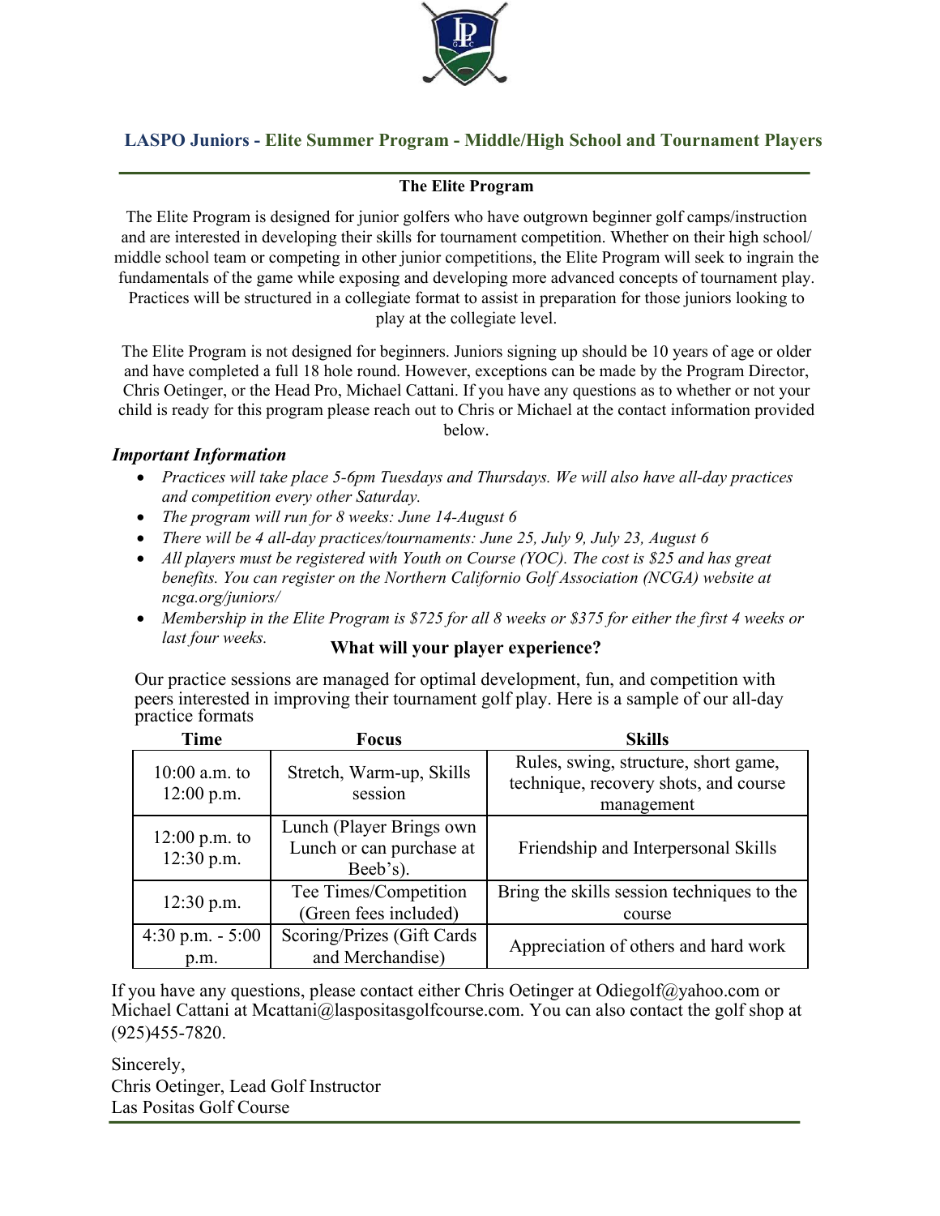## LASPO Juniors - Elite Summer Program - Middle/High School and Tournament Players

### The Elite Program

The Elite Program is designed for junior golfers who have outgrown beginner golf camps/instruction and are interested in developing their skills for tournament competition. Whether on their high school/ middle school team or competing in other junior competitions, the Elite Program will seek to ingrain the fundamentals of the game while exposing and developing more advanced concepts of tournament play. Practices will be structured in a collegiate format to assist in preparation for those juniors looking to play at the collegiate level.

The Elite Program is not designed for beginners. Juniors signing up should be 10 years of age or older and have completed a full 18 hole round. However, exceptions can be made by the Program Director, Chris Oetinger, or the Head Pro, Michael Cattani. If you have any questions as to whether or not your child is ready for this program please reach out to Chris or Michael at the contact information provided below.

***Important Information***

- *Practices will take place 5-6pm Tuesdays and Thursdays. We will also have all-day practices and competition every other Saturday.*
- *The program will run for 8 weeks: June 14-August 6*
- *There will be 4 all-day practices/tournaments: June 25, July 9, July 23, August 6*
- *All players must be registered with Youth on Course (YOC). The cost is $25 and has great benefits. You can register on the Northern Californio Golf Association (NCGA) website at ncga.org/juniors/*
- *Membership in the Elite Program is $725 for all 8 weeks or $375 for either the first 4 weeks or last four weeks.*

### What will your player experience?

Our practice sessions are managed for optimal development, fun, and competition with peers interested in improving their tournament golf play. Here is a sample of our all-day practice formats

| Time | Focus | Skills |
|---|---|---|
| 10:00 a.m. to 12:00 p.m. | Stretch, Warm-up, Skills session | Rules, swing, structure, short game, technique, recovery shots, and course management |
| 12:00 p.m. to 12:30 p.m. | Lunch (Player Brings own Lunch or can purchase at Beeb's). | Friendship and Interpersonal Skills |
| 12:30 p.m. | Tee Times/Competition (Green fees included) | Bring the skills session techniques to the course |
| 4:30 p.m. - 5:00 p.m. | Scoring/Prizes (Gift Cards and Merchandise) | Appreciation of others and hard work |

If you have any questions, please contact either Chris Oetinger at Odiegolf@yahoo.com or Michael Cattani at Mcattani@laspositasgolfcourse.com. You can also contact the golf shop at (925)455-7820.

Sincerely,
Chris Oetinger, Lead Golf Instructor
Las Positas Golf Course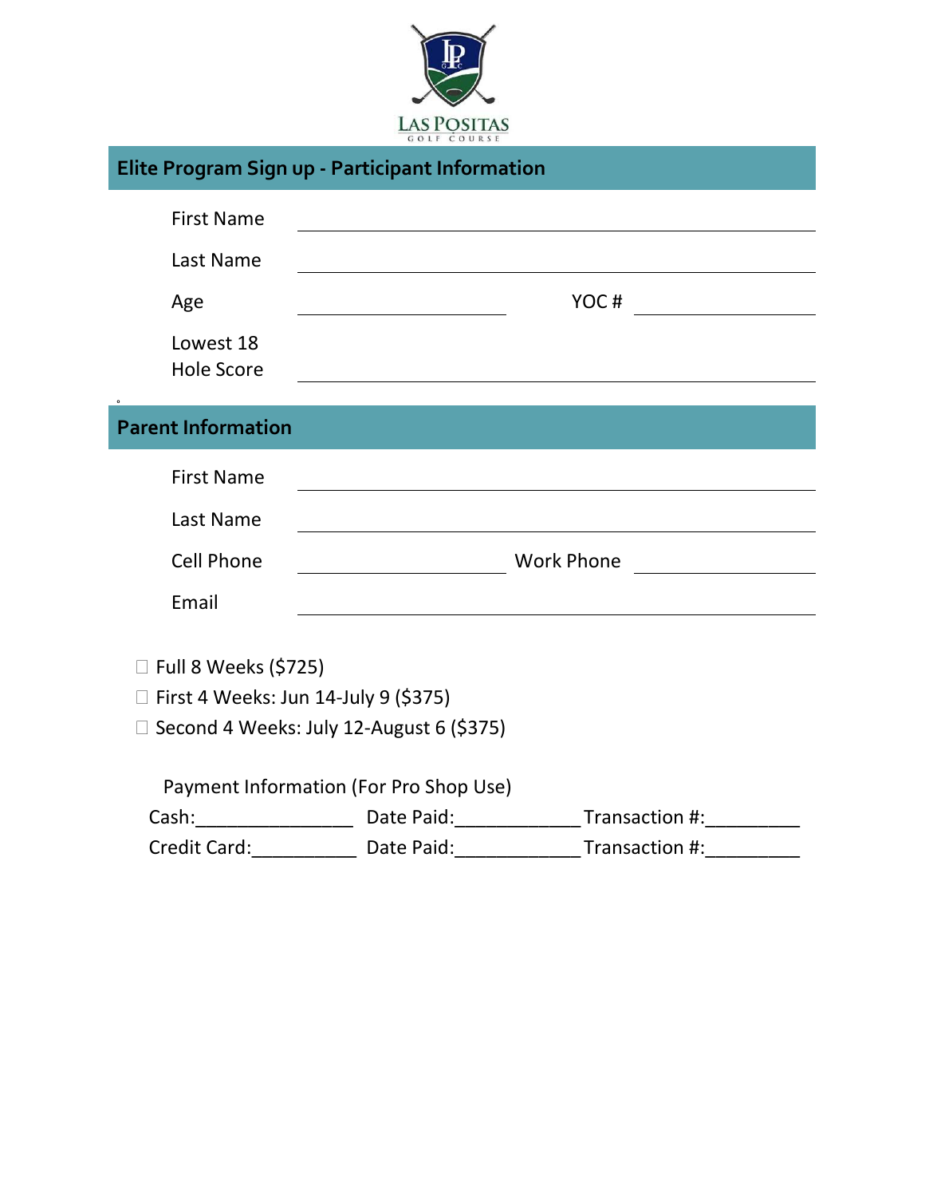LAS POSITAS
GOLF COURSE

## Elite Program Sign up - Participant Information

First Name ______________________________

Last Name ______________________________

Age ______________ YOC # ______________

Lowest 18 Hole Score ______________________________

## Parent Information

First Name ______________________________

Last Name ______________________________

Cell Phone ______________ Work Phone ______________

Email ______________________________

☐ Full 8 Weeks ($725)
☐ First 4 Weeks: Jun 14-July 9 ($375)
☐ Second 4 Weeks: July 12-August 6 ($375)

Payment Information (For Pro Shop Use)

Cash:_______________ Date Paid:____________ Transaction #:_________

Credit Card:__________ Date Paid:____________ Transaction #:_________